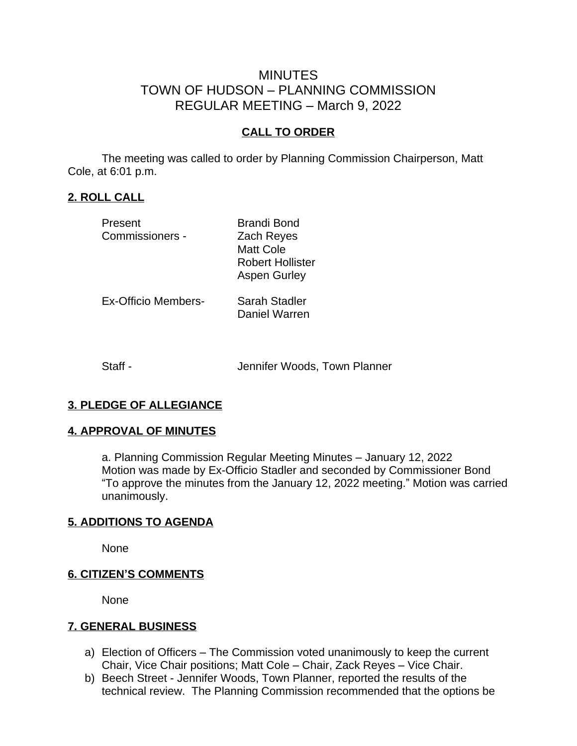# MINUTES
# TOWN OF HUDSON – PLANNING COMMISSION
# REGULAR MEETING – March 9, 2022

## CALL TO ORDER

The meeting was called to order by Planning Commission Chairperson, Matt Cole, at 6:01 p.m.

## 2. ROLL CALL

| | |
|---|---|
| Present Commissioners - | Brandi Bond<br>Zach Reyes<br>Matt Cole<br>Robert Hollister<br>Aspen Gurley |
| Ex-Officio Members- | Sarah Stadler<br>Daniel Warren |
| Staff - | Jennifer Woods, Town Planner |

## 3. PLEDGE OF ALLEGIANCE

## 4. APPROVAL OF MINUTES

a. Planning Commission Regular Meeting Minutes – January 12, 2022
Motion was made by Ex-Officio Stadler and seconded by Commissioner Bond "To approve the minutes from the January 12, 2022 meeting." Motion was carried unanimously.

## 5. ADDITIONS TO AGENDA

None

## 6. CITIZEN'S COMMENTS

None

## 7. GENERAL BUSINESS

a) Election of Officers – The Commission voted unanimously to keep the current Chair, Vice Chair positions; Matt Cole – Chair, Zack Reyes – Vice Chair.
b) Beech Street - Jennifer Woods, Town Planner, reported the results of the technical review. The Planning Commission recommended that the options be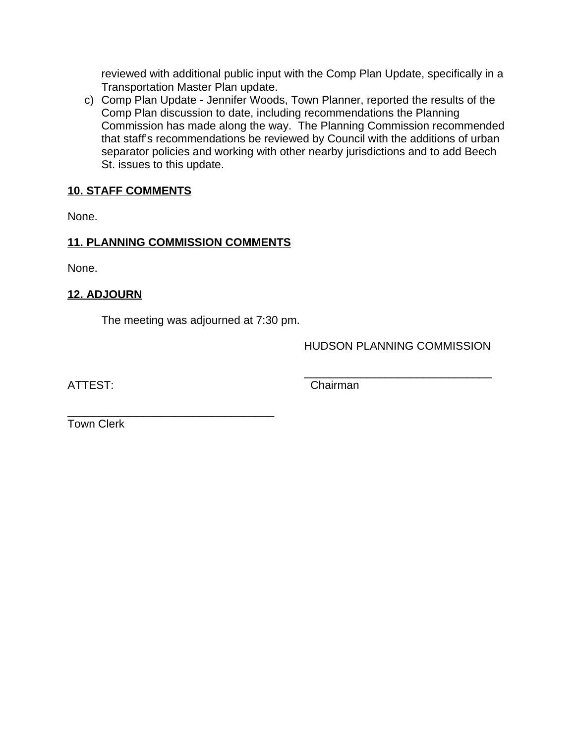reviewed with additional public input with the Comp Plan Update, specifically in a Transportation Master Plan update.

c) Comp Plan Update - Jennifer Woods, Town Planner, reported the results of the Comp Plan discussion to date, including recommendations the Planning Commission has made along the way. The Planning Commission recommended that staff's recommendations be reviewed by Council with the additions of urban separator policies and working with other nearby jurisdictions and to add Beech St. issues to this update.

**10. STAFF COMMENTS**

None.

**11. PLANNING COMMISSION COMMENTS**

None.

**12. ADJOURN**

The meeting was adjourned at 7:30 pm.

HUDSON PLANNING COMMISSION

ATTEST:

______________________________
Chairman

_________________________________
Town Clerk